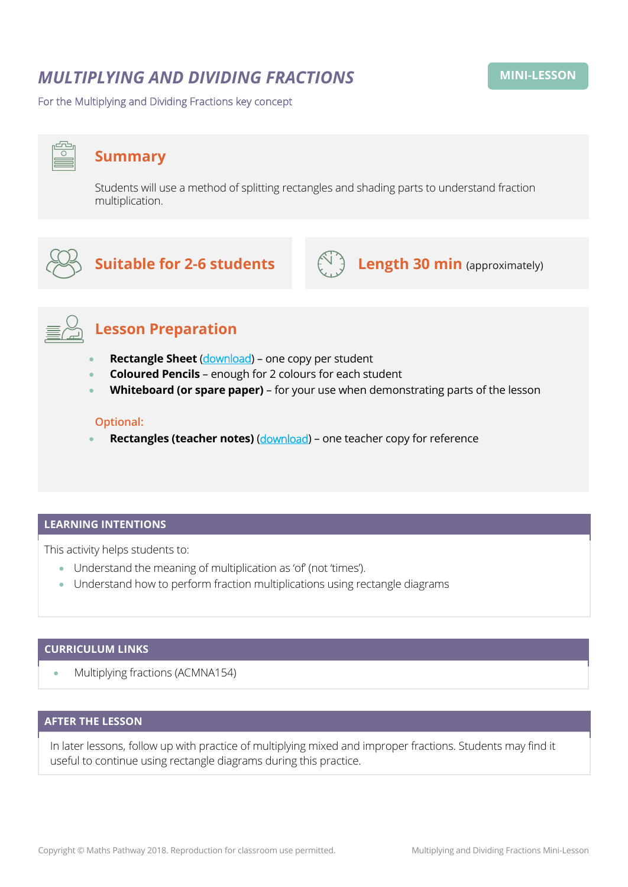# *MULTIPLYING AND DIVIDING FRACTIONS*

MINI-LESSON

For the Multiplying and Dividing Fractions key concept

## Summary

Students will use a method of splitting rectangles and shading parts to understand fraction multiplication.

## Suitable for 2-6 students

## Length 30 min (approximately)

## Lesson Preparation

- **Rectangle Sheet** (download) – one copy per student
- **Coloured Pencils** – enough for 2 colours for each student
- **Whiteboard (or spare paper)** – for your use when demonstrating parts of the lesson

Optional:

- **Rectangles (teacher notes)** (download) – one teacher copy for reference

## LEARNING INTENTIONS

This activity helps students to:

- Understand the meaning of multiplication as 'of' (not 'times').
- Understand how to perform fraction multiplications using rectangle diagrams

## CURRICULUM LINKS

- Multiplying fractions (ACMNA154)

## AFTER THE LESSON

In later lessons, follow up with practice of multiplying mixed and improper fractions. Students may find it useful to continue using rectangle diagrams during this practice.

Copyright © Maths Pathway 2018. Reproduction for classroom use permitted.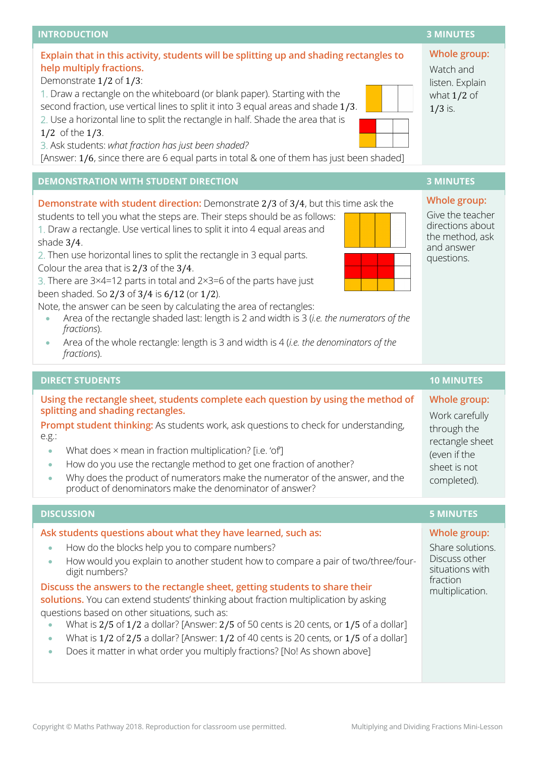## INTRODUCTION — 3 MINUTES

**Explain that in this activity, students will be splitting up and shading rectangles to help multiply fractions.**

Demonstrate $1/2$ of $1/3$:

1. Draw a rectangle on the whiteboard (or blank paper). Starting with the second fraction, use vertical lines to split it into 3 equal areas and shade $1/3$.
2. Use a horizontal line to split the rectangle in half. Shade the area that is $1/2$ of the $1/3$.
3. Ask students: *what fraction has just been shaded?*

[Answer: $1/6$, since there are 6 equal parts in total & one of them has just been shaded]

**Whole group:** Watch and listen. Explain what $1/2$ of $1/3$ is.

## DEMONSTRATION WITH STUDENT DIRECTION — 3 MINUTES

**Demonstrate with student direction:** Demonstrate $2/3$ of $3/4$, but this time ask the students to tell you what the steps are. Their steps should be as follows:

1. Draw a rectangle. Use vertical lines to split it into 4 equal areas and shade $3/4$.
2. Then use horizontal lines to split the rectangle in 3 equal parts. Colour the area that is $2/3$ of the $3/4$.
3. There are $3\times4=12$ parts in total and $2\times3=6$ of the parts have just been shaded. So $2/3$ of $3/4$ is $6/12$ (or $1/2$).

Note, the answer can be seen by calculating the area of rectangles:

- Area of the rectangle shaded last: length is 2 and width is 3 (*i.e. the numerators of the fractions*).
- Area of the whole rectangle: length is 3 and width is 4 (*i.e. the denominators of the fractions*).

**Whole group:** Give the teacher directions about the method, ask and answer questions.

## DIRECT STUDENTS — 10 MINUTES

**Using the rectangle sheet, students complete each question by using the method of splitting and shading rectangles.**

**Prompt student thinking:** As students work, ask questions to check for understanding, e.g.:

- What does × mean in fraction multiplication? [i.e. 'of']
- How do you use the rectangle method to get one fraction of another?
- Why does the product of numerators make the numerator of the answer, and the product of denominators make the denominator of answer?

**Whole group:** Work carefully through the rectangle sheet (even if the sheet is not completed).

## DISCUSSION — 5 MINUTES

**Ask students questions about what they have learned, such as:**

- How do the blocks help you to compare numbers?
- How would you explain to another student how to compare a pair of two/three/four-digit numbers?

**Discuss the answers to the rectangle sheet, getting students to share their solutions.** You can extend students' thinking about fraction multiplication by asking questions based on other situations, such as:

- What is $2/5$ of $1/2$ a dollar? [Answer: $2/5$ of 50 cents is 20 cents, or $1/5$ of a dollar]
- What is $1/2$ of $2/5$ a dollar? [Answer: $1/2$ of 40 cents is 20 cents, or $1/5$ of a dollar]
- Does it matter in what order you multiply fractions? [No! As shown above]

**Whole group:** Share solutions. Discuss other situations with fraction multiplication.